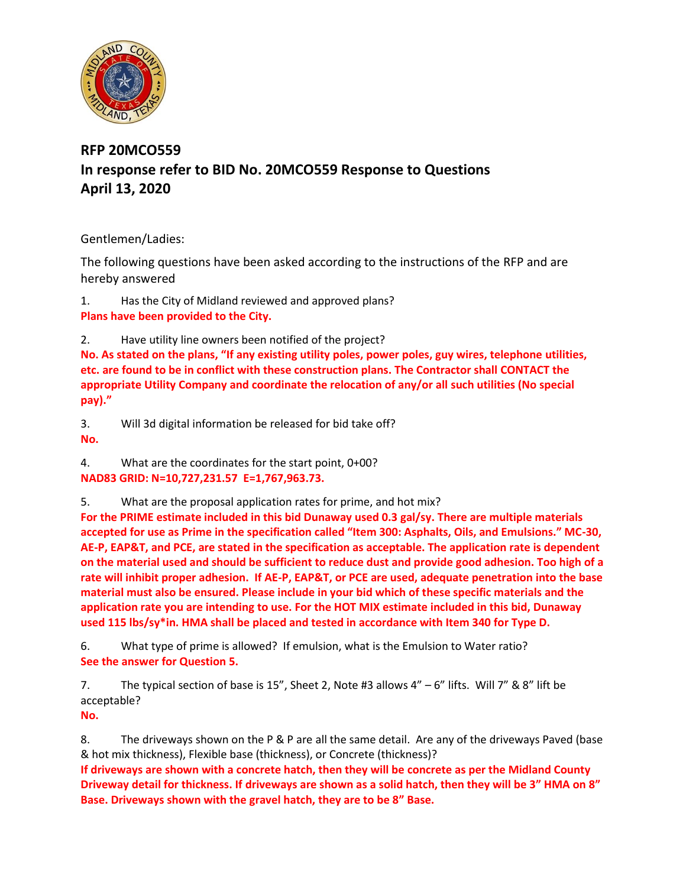## RFP 20MCO559
## In response refer to BID No. 20MCO559 Response to Questions
## April 13, 2020

Gentlemen/Ladies:

The following questions have been asked according to the instructions of the RFP and are hereby answered

1. Has the City of Midland reviewed and approved plans?

**Plans have been provided to the City.**

2. Have utility line owners been notified of the project?

**No. As stated on the plans, "If any existing utility poles, power poles, guy wires, telephone utilities, etc. are found to be in conflict with these construction plans. The Contractor shall CONTACT the appropriate Utility Company and coordinate the relocation of any/or all such utilities (No special pay)."**

3. Will 3d digital information be released for bid take off?

**No.**

4. What are the coordinates for the start point, 0+00?

**NAD83 GRID: N=10,727,231.57 E=1,767,963.73.**

5. What are the proposal application rates for prime, and hot mix?

**For the PRIME estimate included in this bid Dunaway used 0.3 gal/sy. There are multiple materials accepted for use as Prime in the specification called "Item 300: Asphalts, Oils, and Emulsions." MC-30, AE-P, EAP&T, and PCE, are stated in the specification as acceptable. The application rate is dependent on the material used and should be sufficient to reduce dust and provide good adhesion. Too high of a rate will inhibit proper adhesion. If AE-P, EAP&T, or PCE are used, adequate penetration into the base material must also be ensured. Please include in your bid which of these specific materials and the application rate you are intending to use. For the HOT MIX estimate included in this bid, Dunaway used 115 lbs/sy*in. HMA shall be placed and tested in accordance with Item 340 for Type D.**

6. What type of prime is allowed? If emulsion, what is the Emulsion to Water ratio?

**See the answer for Question 5.**

7. The typical section of base is 15", Sheet 2, Note #3 allows 4" – 6" lifts. Will 7" & 8" lift be acceptable?

**No.**

8. The driveways shown on the P & P are all the same detail. Are any of the driveways Paved (base & hot mix thickness), Flexible base (thickness), or Concrete (thickness)?

**If driveways are shown with a concrete hatch, then they will be concrete as per the Midland County Driveway detail for thickness. If driveways are shown as a solid hatch, then they will be 3" HMA on 8" Base. Driveways shown with the gravel hatch, they are to be 8" Base.**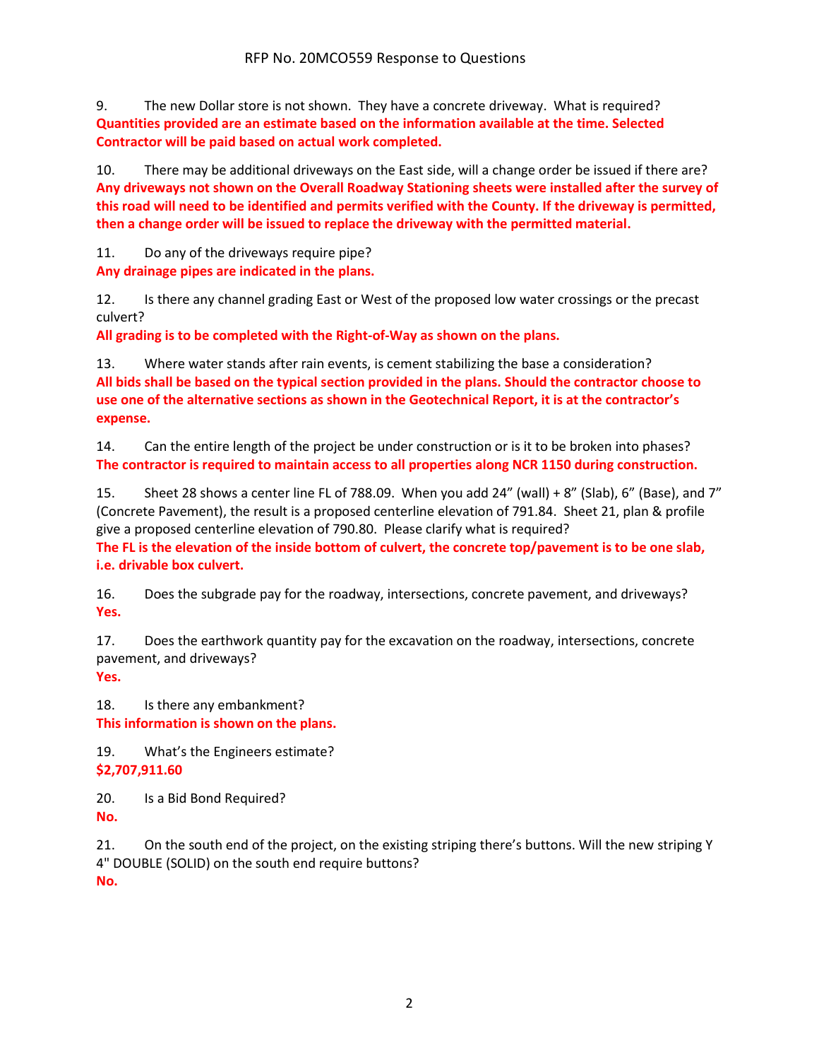9. The new Dollar store is not shown. They have a concrete driveway. What is required?
**Quantities provided are an estimate based on the information available at the time. Selected Contractor will be paid based on actual work completed.**

10. There may be additional driveways on the East side, will a change order be issued if there are?
**Any driveways not shown on the Overall Roadway Stationing sheets were installed after the survey of this road will need to be identified and permits verified with the County. If the driveway is permitted, then a change order will be issued to replace the driveway with the permitted material.**

11. Do any of the driveways require pipe?
**Any drainage pipes are indicated in the plans.**

12. Is there any channel grading East or West of the proposed low water crossings or the precast culvert?
**All grading is to be completed with the Right-of-Way as shown on the plans.**

13. Where water stands after rain events, is cement stabilizing the base a consideration?
**All bids shall be based on the typical section provided in the plans. Should the contractor choose to use one of the alternative sections as shown in the Geotechnical Report, it is at the contractor's expense.**

14. Can the entire length of the project be under construction or is it to be broken into phases?
**The contractor is required to maintain access to all properties along NCR 1150 during construction.**

15. Sheet 28 shows a center line FL of 788.09. When you add 24" (wall) + 8" (Slab), 6" (Base), and 7" (Concrete Pavement), the result is a proposed centerline elevation of 791.84. Sheet 21, plan & profile give a proposed centerline elevation of 790.80. Please clarify what is required?
**The FL is the elevation of the inside bottom of culvert, the concrete top/pavement is to be one slab, i.e. drivable box culvert.**

16. Does the subgrade pay for the roadway, intersections, concrete pavement, and driveways?
**Yes.**

17. Does the earthwork quantity pay for the excavation on the roadway, intersections, concrete pavement, and driveways?
**Yes.**

18. Is there any embankment?
**This information is shown on the plans.**

19. What's the Engineers estimate?
**$2,707,911.60**

20. Is a Bid Bond Required?
**No.**

21. On the south end of the project, on the existing striping there's buttons. Will the new striping Y 4" DOUBLE (SOLID) on the south end require buttons?
**No.**